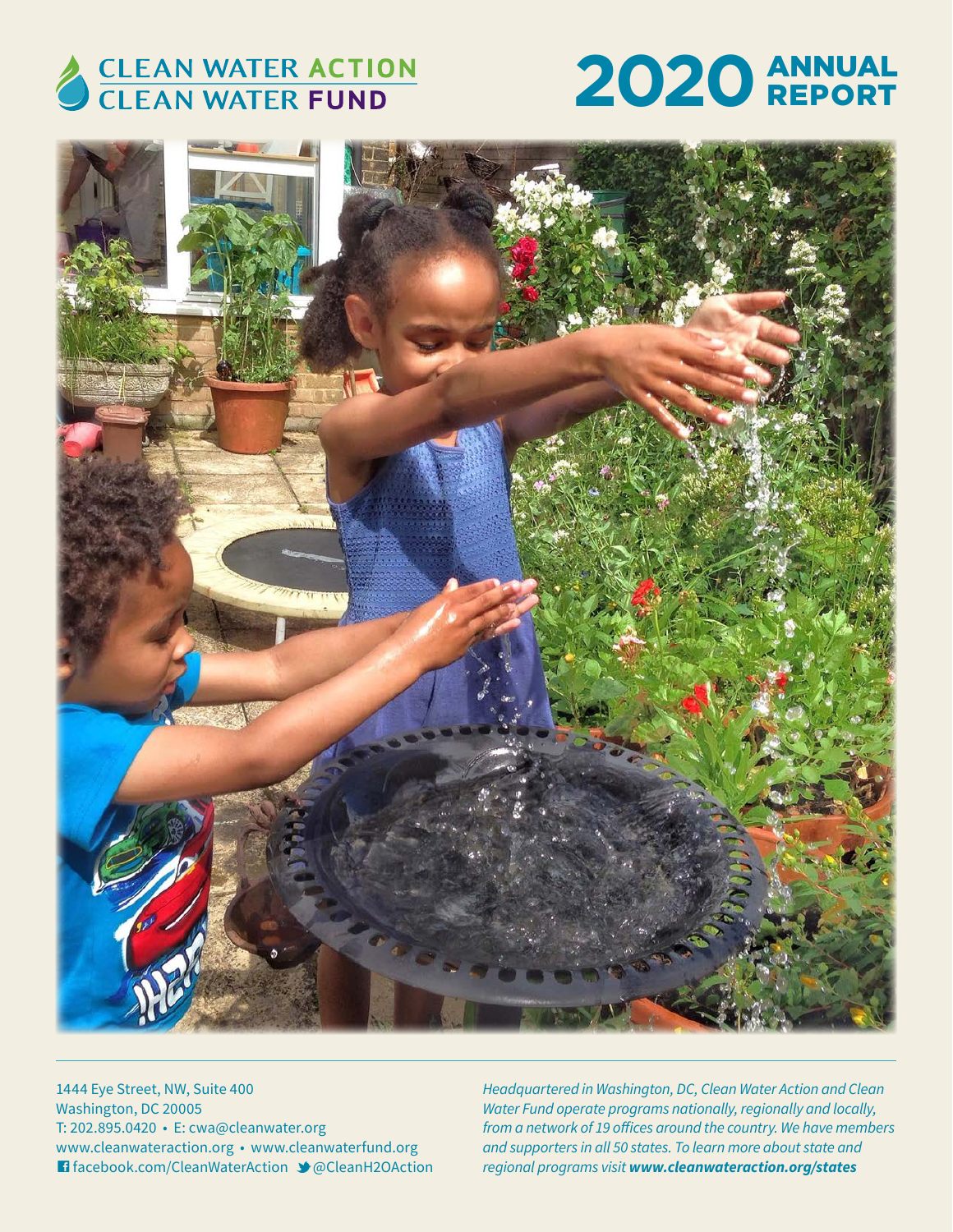# CLEAN WATER ACTION
# CLEAN WATER FUND

# 2020 ANNUAL REPORT

1444 Eye Street, NW, Suite 400
Washington, DC 20005
T: 202.895.0420 • E: cwa@cleanwater.org
www.cleanwateraction.org • www.cleanwaterfund.org
facebook.com/CleanWaterAction @CleanH2OAction

*Headquartered in Washington, DC, Clean Water Action and Clean Water Fund operate programs nationally, regionally and locally, from a network of 19 offices around the country. We have members and supporters in all 50 states. To learn more about state and regional programs visit **www.cleanwateraction.org/states***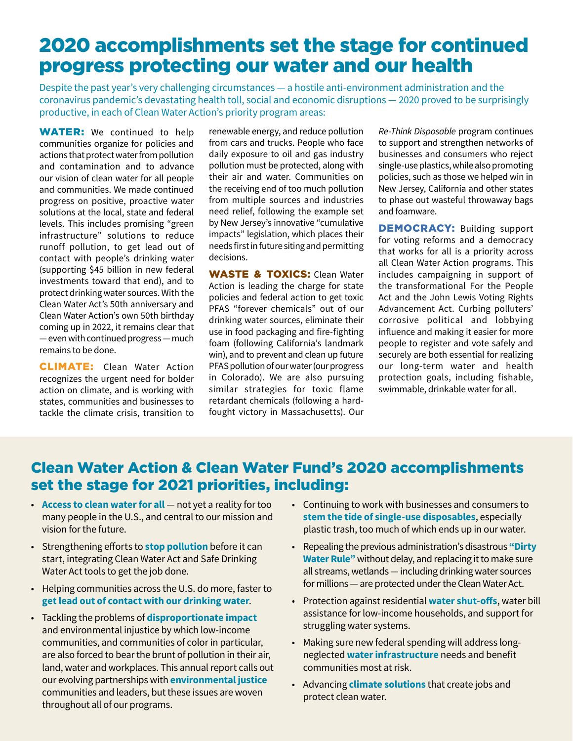# 2020 accomplishments set the stage for continued progress protecting our water and our health

Despite the past year's very challenging circumstances — a hostile anti-environment administration and the coronavirus pandemic's devastating health toll, social and economic disruptions — 2020 proved to be surprisingly productive, in each of Clean Water Action's priority program areas:

**WATER:** We continued to help communities organize for policies and actions that protect water from pollution and contamination and to advance our vision of clean water for all people and communities. We made continued progress on positive, proactive water solutions at the local, state and federal levels. This includes promising "green infrastructure" solutions to reduce runoff pollution, to get lead out of contact with people's drinking water (supporting $45 billion in new federal investments toward that end), and to protect drinking water sources. With the Clean Water Act's 50th anniversary and Clean Water Action's own 50th birthday coming up in 2022, it remains clear that — even with continued progress — much remains to be done.

**CLIMATE:** Clean Water Action recognizes the urgent need for bolder action on climate, and is working with states, communities and businesses to tackle the climate crisis, transition to renewable energy, and reduce pollution from cars and trucks. People who face daily exposure to oil and gas industry pollution must be protected, along with their air and water. Communities on the receiving end of too much pollution from multiple sources and industries need relief, following the example set by New Jersey's innovative "cumulative impacts" legislation, which places their needs first in future siting and permitting decisions.

**WASTE & TOXICS:** Clean Water Action is leading the charge for state policies and federal action to get toxic PFAS "forever chemicals" out of our drinking water sources, eliminate their use in food packaging and fire-fighting foam (following California's landmark win), and to prevent and clean up future PFAS pollution of our water (our progress in Colorado). We are also pursuing similar strategies for toxic flame retardant chemicals (following a hard-fought victory in Massachusetts). Our *Re-Think Disposable* program continues to support and strengthen networks of businesses and consumers who reject single-use plastics, while also promoting policies, such as those we helped win in New Jersey, California and other states to phase out wasteful throwaway bags and foamware.

**DEMOCRACY:** Building support for voting reforms and a democracy that works for all is a priority across all Clean Water Action programs. This includes campaigning in support of the transformational For the People Act and the John Lewis Voting Rights Advancement Act. Curbing polluters' corrosive political and lobbying influence and making it easier for more people to register and vote safely and securely are both essential for realizing our long-term water and health protection goals, including fishable, swimmable, drinkable water for all.

## Clean Water Action & Clean Water Fund's 2020 accomplishments set the stage for 2021 priorities, including:

- **Access to clean water for all** — not yet a reality for too many people in the U.S., and central to our mission and vision for the future.
- Strengthening efforts to **stop pollution** before it can start, integrating Clean Water Act and Safe Drinking Water Act tools to get the job done.
- Helping communities across the U.S. do more, faster to **get lead out of contact with our drinking water**.
- Tackling the problems of **disproportionate impact** and environmental injustice by which low-income communities, and communities of color in particular, are also forced to bear the brunt of pollution in their air, land, water and workplaces. This annual report calls out our evolving partnerships with **environmental justice** communities and leaders, but these issues are woven throughout all of our programs.
- Continuing to work with businesses and consumers to **stem the tide of single-use disposables**, especially plastic trash, too much of which ends up in our water.
- Repealing the previous administration's disastrous **"Dirty Water Rule"** without delay, and replacing it to make sure all streams, wetlands — including drinking water sources for millions — are protected under the Clean Water Act.
- Protection against residential **water shut-offs**, water bill assistance for low-income households, and support for struggling water systems.
- Making sure new federal spending will address long-neglected **water infrastructure** needs and benefit communities most at risk.
- Advancing **climate solutions** that create jobs and protect clean water.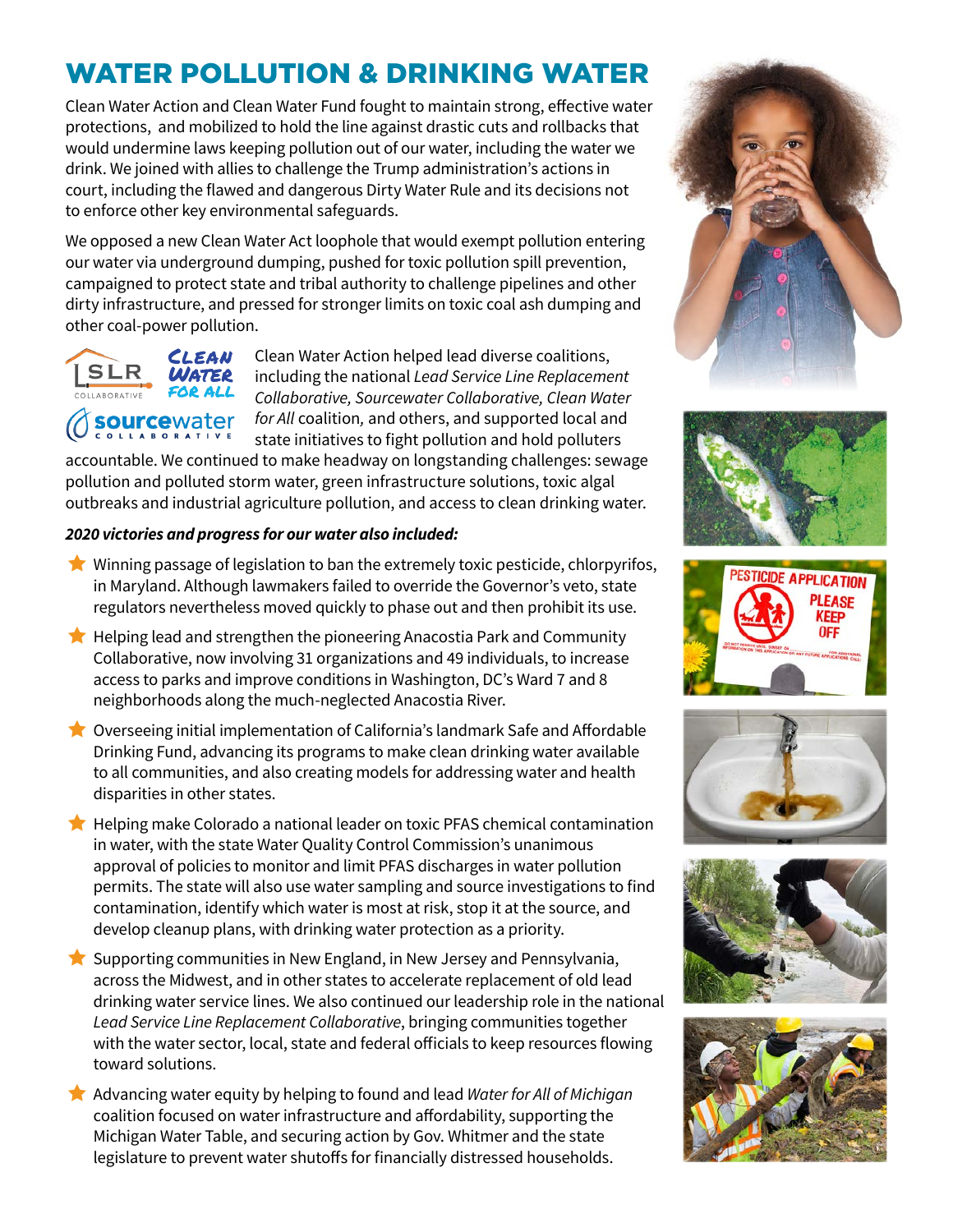# WATER POLLUTION & DRINKING WATER

Clean Water Action and Clean Water Fund fought to maintain strong, effective water protections, and mobilized to hold the line against drastic cuts and rollbacks that would undermine laws keeping pollution out of our water, including the water we drink. We joined with allies to challenge the Trump administration's actions in court, including the flawed and dangerous Dirty Water Rule and its decisions not to enforce other key environmental safeguards.

We opposed a new Clean Water Act loophole that would exempt pollution entering our water via underground dumping, pushed for toxic pollution spill prevention, campaigned to protect state and tribal authority to challenge pipelines and other dirty infrastructure, and pressed for stronger limits on toxic coal ash dumping and other coal-power pollution.

Clean Water Action helped lead diverse coalitions, including the national *Lead Service Line Replacement Collaborative, Sourcewater Collaborative, Clean Water for All* coalition, and others, and supported local and state initiatives to fight pollution and hold polluters accountable. We continued to make headway on longstanding challenges: sewage pollution and polluted storm water, green infrastructure solutions, toxic algal outbreaks and industrial agriculture pollution, and access to clean drinking water.

***2020 victories and progress for our water also included:***

- Winning passage of legislation to ban the extremely toxic pesticide, chlorpyrifos, in Maryland. Although lawmakers failed to override the Governor's veto, state regulators nevertheless moved quickly to phase out and then prohibit its use.
- Helping lead and strengthen the pioneering Anacostia Park and Community Collaborative, now involving 31 organizations and 49 individuals, to increase access to parks and improve conditions in Washington, DC's Ward 7 and 8 neighborhoods along the much-neglected Anacostia River.
- Overseeing initial implementation of California's landmark Safe and Affordable Drinking Fund, advancing its programs to make clean drinking water available to all communities, and also creating models for addressing water and health disparities in other states.
- Helping make Colorado a national leader on toxic PFAS chemical contamination in water, with the state Water Quality Control Commission's unanimous approval of policies to monitor and limit PFAS discharges in water pollution permits. The state will also use water sampling and source investigations to find contamination, identify which water is most at risk, stop it at the source, and develop cleanup plans, with drinking water protection as a priority.
- Supporting communities in New England, in New Jersey and Pennsylvania, across the Midwest, and in other states to accelerate replacement of old lead drinking water service lines. We also continued our leadership role in the national *Lead Service Line Replacement Collaborative*, bringing communities together with the water sector, local, state and federal officials to keep resources flowing toward solutions.
- Advancing water equity by helping to found and lead *Water for All of Michigan* coalition focused on water infrastructure and affordability, supporting the Michigan Water Table, and securing action by Gov. Whitmer and the state legislature to prevent water shutoffs for financially distressed households.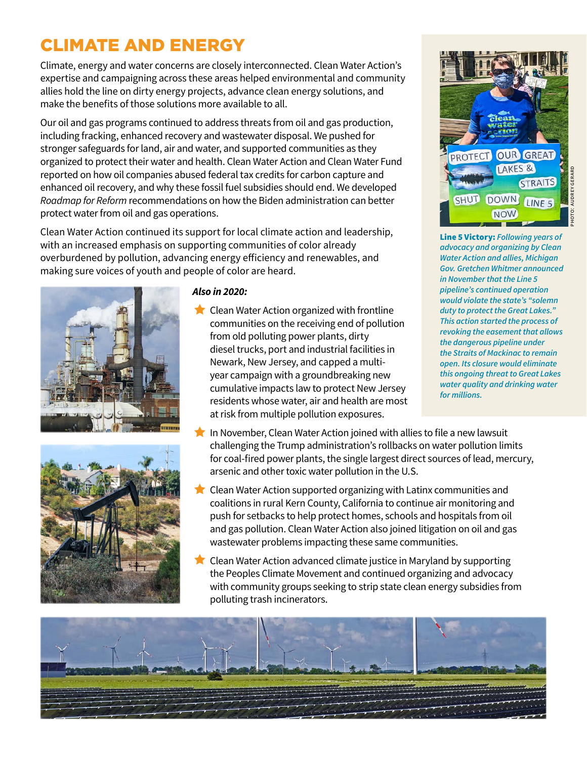# CLIMATE AND ENERGY

Climate, energy and water concerns are closely interconnected. Clean Water Action's expertise and campaigning across these areas helped environmental and community allies hold the line on dirty energy projects, advance clean energy solutions, and make the benefits of those solutions more available to all.

Our oil and gas programs continued to address threats from oil and gas production, including fracking, enhanced recovery and wastewater disposal. We pushed for stronger safeguards for land, air and water, and supported communities as they organized to protect their water and health. Clean Water Action and Clean Water Fund reported on how oil companies abused federal tax credits for carbon capture and enhanced oil recovery, and why these fossil fuel subsidies should end. We developed *Roadmap for Reform* recommendations on how the Biden administration can better protect water from oil and gas operations.

Clean Water Action continued its support for local climate action and leadership, with an increased emphasis on supporting communities of color already overburdened by pollution, advancing energy efficiency and renewables, and making sure voices of youth and people of color are heard.

***Also in 2020:***

- Clean Water Action organized with frontline communities on the receiving end of pollution from old polluting power plants, dirty diesel trucks, port and industrial facilities in Newark, New Jersey, and capped a multi-year campaign with a groundbreaking new cumulative impacts law to protect New Jersey residents whose water, air and health are most at risk from multiple pollution exposures.
- In November, Clean Water Action joined with allies to file a new lawsuit challenging the Trump administration's rollbacks on water pollution limits for coal-fired power plants, the single largest direct sources of lead, mercury, arsenic and other toxic water pollution in the U.S.
- Clean Water Action supported organizing with Latinx communities and coalitions in rural Kern County, California to continue air monitoring and push for setbacks to help protect homes, schools and hospitals from oil and gas pollution. Clean Water Action also joined litigation on oil and gas wastewater problems impacting these same communities.
- Clean Water Action advanced climate justice in Maryland by supporting the Peoples Climate Movement and continued organizing and advocacy with community groups seeking to strip state clean energy subsidies from polluting trash incinerators.

PHOTO: AUDREY GERARD

***Line 5 Victory:*** *Following years of advocacy and organizing by Clean Water Action and allies, Michigan Gov. Gretchen Whitmer announced in November that the Line 5 pipeline's continued operation would violate the state's "solemn duty to protect the Great Lakes." This action started the process of revoking the easement that allows the dangerous pipeline under the Straits of Mackinac to remain open. Its closure would eliminate this ongoing threat to Great Lakes water quality and drinking water for millions.*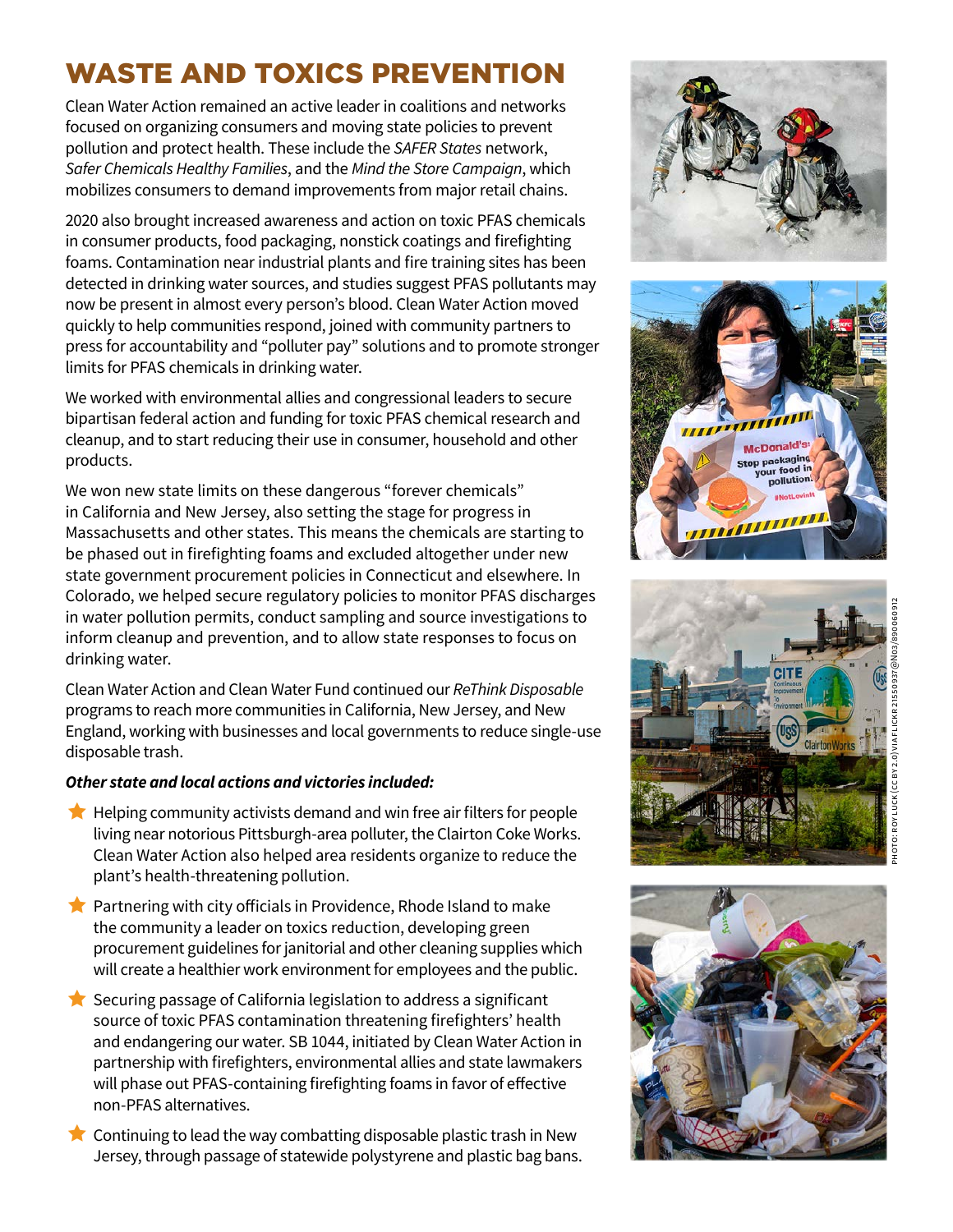# WASTE AND TOXICS PREVENTION

Clean Water Action remained an active leader in coalitions and networks focused on organizing consumers and moving state policies to prevent pollution and protect health. These include the *SAFER States* network, *Safer Chemicals Healthy Families*, and the *Mind the Store Campaign*, which mobilizes consumers to demand improvements from major retail chains.

2020 also brought increased awareness and action on toxic PFAS chemicals in consumer products, food packaging, nonstick coatings and firefighting foams. Contamination near industrial plants and fire training sites has been detected in drinking water sources, and studies suggest PFAS pollutants may now be present in almost every person's blood. Clean Water Action moved quickly to help communities respond, joined with community partners to press for accountability and "polluter pay" solutions and to promote stronger limits for PFAS chemicals in drinking water.

We worked with environmental allies and congressional leaders to secure bipartisan federal action and funding for toxic PFAS chemical research and cleanup, and to start reducing their use in consumer, household and other products.

We won new state limits on these dangerous "forever chemicals" in California and New Jersey, also setting the stage for progress in Massachusetts and other states. This means the chemicals are starting to be phased out in firefighting foams and excluded altogether under new state government procurement policies in Connecticut and elsewhere. In Colorado, we helped secure regulatory policies to monitor PFAS discharges in water pollution permits, conduct sampling and source investigations to inform cleanup and prevention, and to allow state responses to focus on drinking water.

Clean Water Action and Clean Water Fund continued our *ReThink Disposable* programs to reach more communities in California, New Jersey, and New England, working with businesses and local governments to reduce single-use disposable trash.

***Other state and local actions and victories included:***

- Helping community activists demand and win free air filters for people living near notorious Pittsburgh-area polluter, the Clairton Coke Works. Clean Water Action also helped area residents organize to reduce the plant's health-threatening pollution.
- Partnering with city officials in Providence, Rhode Island to make the community a leader on toxics reduction, developing green procurement guidelines for janitorial and other cleaning supplies which will create a healthier work environment for employees and the public.
- Securing passage of California legislation to address a significant source of toxic PFAS contamination threatening firefighters' health and endangering our water. SB 1044, initiated by Clean Water Action in partnership with firefighters, environmental allies and state lawmakers will phase out PFAS-containing firefighting foams in favor of effective non-PFAS alternatives.
- Continuing to lead the way combatting disposable plastic trash in New Jersey, through passage of statewide polystyrene and plastic bag bans.

PHOTO: ROY LUCK (CC BY 2.0) VIA FLICKR 21550937@N03/8900606912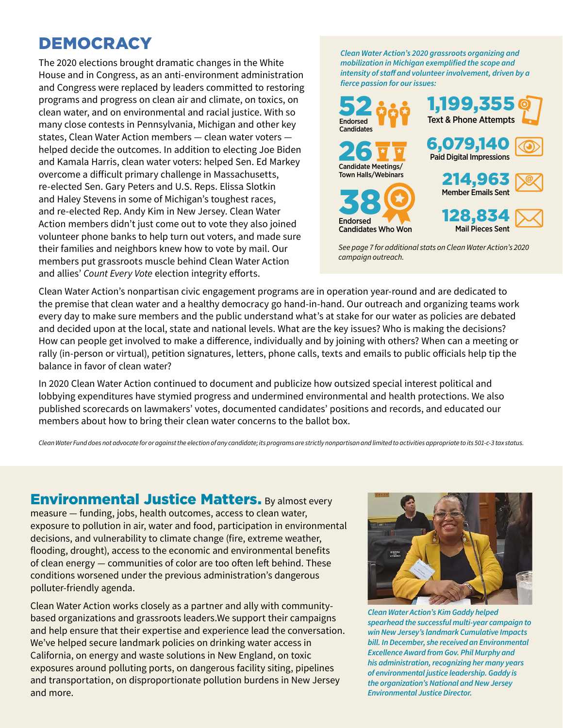# DEMOCRACY

The 2020 elections brought dramatic changes in the White House and in Congress, as an anti-environment administration and Congress were replaced by leaders committed to restoring programs and progress on clean air and climate, on toxics, on clean water, and on environmental and racial justice. With so many close contests in Pennsylvania, Michigan and other key states, Clean Water Action members — clean water voters — helped decide the outcomes. In addition to electing Joe Biden and Kamala Harris, clean water voters: helped Sen. Ed Markey overcome a difficult primary challenge in Massachusetts, re-elected Sen. Gary Peters and U.S. Reps. Elissa Slotkin and Haley Stevens in some of Michigan's toughest races, and re-elected Rep. Andy Kim in New Jersey. Clean Water Action members didn't just come out to vote they also joined volunteer phone banks to help turn out voters, and made sure their families and neighbors knew how to vote by mail. Our members put grassroots muscle behind Clean Water Action and allies' *Count Every Vote* election integrity efforts.

*Clean Water Action's 2020 grassroots organizing and mobilization in Michigan exemplified the scope and intensity of staff and volunteer involvement, driven by a fierce passion for our issues:*

- **52** Endorsed Candidates
- **26** Candidate Meetings/ Town Halls/Webinars
- **38** Endorsed Candidates Who Won
- **1,199,355** Text & Phone Attempts
- **6,079,140** Paid Digital Impressions
- **214,963** Member Emails Sent
- **128,834** Mail Pieces Sent

*See page 7 for additional stats on Clean Water Action's 2020 campaign outreach.*

Clean Water Action's nonpartisan civic engagement programs are in operation year-round and are dedicated to the premise that clean water and a healthy democracy go hand-in-hand. Our outreach and organizing teams work every day to make sure members and the public understand what's at stake for our water as policies are debated and decided upon at the local, state and national levels. What are the key issues? Who is making the decisions? How can people get involved to make a difference, individually and by joining with others? When can a meeting or rally (in-person or virtual), petition signatures, letters, phone calls, texts and emails to public officials help tip the balance in favor of clean water?

In 2020 Clean Water Action continued to document and publicize how outsized special interest political and lobbying expenditures have stymied progress and undermined environmental and health protections. We also published scorecards on lawmakers' votes, documented candidates' positions and records, and educated our members about how to bring their clean water concerns to the ballot box.

*Clean Water Fund does not advocate for or against the election of any candidate; its programs are strictly nonpartisan and limited to activities appropriate to its 501-c-3 tax status.*

## Environmental Justice Matters.

By almost every measure — funding, jobs, health outcomes, access to clean water, exposure to pollution in air, water and food, participation in environmental decisions, and vulnerability to climate change (fire, extreme weather, flooding, drought), access to the economic and environmental benefits of clean energy — communities of color are too often left behind. These conditions worsened under the previous administration's dangerous polluter-friendly agenda.

Clean Water Action works closely as a partner and ally with community-based organizations and grassroots leaders.We support their campaigns and help ensure that their expertise and experience lead the conversation. We've helped secure landmark policies on drinking water access in California, on energy and waste solutions in New England, on toxic exposures around polluting ports, on dangerous facility siting, pipelines and transportation, on disproportionate pollution burdens in New Jersey and more.

*Clean Water Action's Kim Gaddy helped spearhead the successful multi-year campaign to win New Jersey's landmark Cumulative Impacts bill. In December, she received an Environmental Excellence Award from Gov. Phil Murphy and his administration, recognizing her many years of environmental justice leadership. Gaddy is the organization's National and New Jersey Environmental Justice Director.*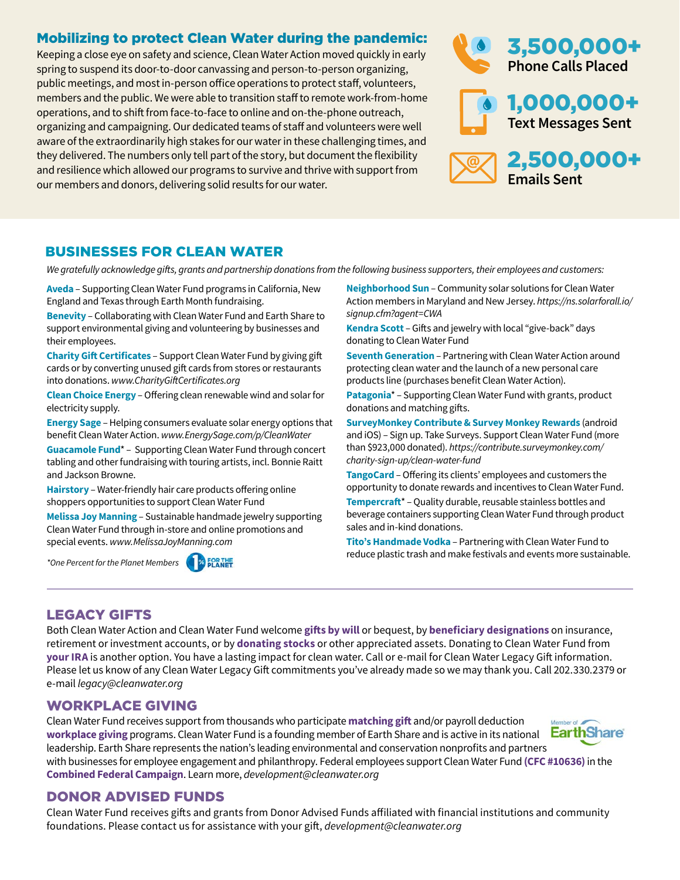## Mobilizing to protect Clean Water during the pandemic:

Keeping a close eye on safety and science, Clean Water Action moved quickly in early spring to suspend its door-to-door canvassing and person-to-person organizing, public meetings, and most in-person office operations to protect staff, volunteers, members and the public. We were able to transition staff to remote work-from-home operations, and to shift from face-to-face to online and on-the-phone outreach, organizing and campaigning. Our dedicated teams of staff and volunteers were well aware of the extraordinarily high stakes for our water in these challenging times, and they delivered. The numbers only tell part of the story, but document the flexibility and resilience which allowed our programs to survive and thrive with support from our members and donors, delivering solid results for our water.

**3,500,000+** Phone Calls Placed

**1,000,000+** Text Messages Sent

**2,500,000+** Emails Sent

## BUSINESSES FOR CLEAN WATER

*We gratefully acknowledge gifts, grants and partnership donations from the following business supporters, their employees and customers:*

**Aveda** – Supporting Clean Water Fund programs in California, New England and Texas through Earth Month fundraising.

**Benevity** – Collaborating with Clean Water Fund and Earth Share to support environmental giving and volunteering by businesses and their employees.

**Charity Gift Certificates** – Support Clean Water Fund by giving gift cards or by converting unused gift cards from stores or restaurants into donations. *www.CharityGiftCertificates.org*

**Clean Choice Energy** – Offering clean renewable wind and solar for electricity supply.

**Energy Sage** – Helping consumers evaluate solar energy options that benefit Clean Water Action. *www.EnergySage.com/p/CleanWater*

**Guacamole Fund*** – Supporting Clean Water Fund through concert tabling and other fundraising with touring artists, incl. Bonnie Raitt and Jackson Browne.

**Hairstory** – Water-friendly hair care products offering online shoppers opportunities to support Clean Water Fund

**Melissa Joy Manning** – Sustainable handmade jewelry supporting Clean Water Fund through in-store and online promotions and special events. *www.MelissaJoyManning.com*

**Neighborhood Sun** – Community solar solutions for Clean Water Action members in Maryland and New Jersey. *https://ns.solarforall.io/signup.cfm?agent=CWA*

**Kendra Scott** – Gifts and jewelry with local "give-back" days donating to Clean Water Fund

**Seventh Generation** – Partnering with Clean Water Action around protecting clean water and the launch of a new personal care products line (purchases benefit Clean Water Action).

**Patagonia*** – Supporting Clean Water Fund with grants, product donations and matching gifts.

**SurveyMonkey Contribute & Survey Monkey Rewards** (android and iOS) – Sign up. Take Surveys. Support Clean Water Fund (more than $923,000 donated). *https://contribute.surveymonkey.com/charity-sign-up/clean-water-fund*

**TangoCard** – Offering its clients' employees and customers the opportunity to donate rewards and incentives to Clean Water Fund.

**Tempercraft*** – Quality durable, reusable stainless bottles and beverage containers supporting Clean Water Fund through product sales and in-kind donations.

**Tito's Handmade Vodka** – Partnering with Clean Water Fund to reduce plastic trash and make festivals and events more sustainable.

*One Percent for the Planet Members

## LEGACY GIFTS

Both Clean Water Action and Clean Water Fund welcome **gifts by will** or bequest, by **beneficiary designations** on insurance, retirement or investment accounts, or by **donating stocks** or other appreciated assets. Donating to Clean Water Fund from **your IRA** is another option. You have a lasting impact for clean water. Call or e-mail for Clean Water Legacy Gift information. Please let us know of any Clean Water Legacy Gift commitments you've already made so we may thank you. Call 202.330.2379 or e-mail *legacy@cleanwater.org*

## WORKPLACE GIVING

Clean Water Fund receives support from thousands who participate **matching gift** and/or payroll deduction **workplace giving** programs. Clean Water Fund is a founding member of Earth Share and is active in its national leadership. Earth Share represents the nation's leading environmental and conservation nonprofits and partners with businesses for employee engagement and philanthropy. Federal employees support Clean Water Fund **(CFC #10636)** in the **Combined Federal Campaign**. Learn more, *development@cleanwater.org*

## DONOR ADVISED FUNDS

Clean Water Fund receives gifts and grants from Donor Advised Funds affiliated with financial institutions and community foundations. Please contact us for assistance with your gift, *development@cleanwater.org*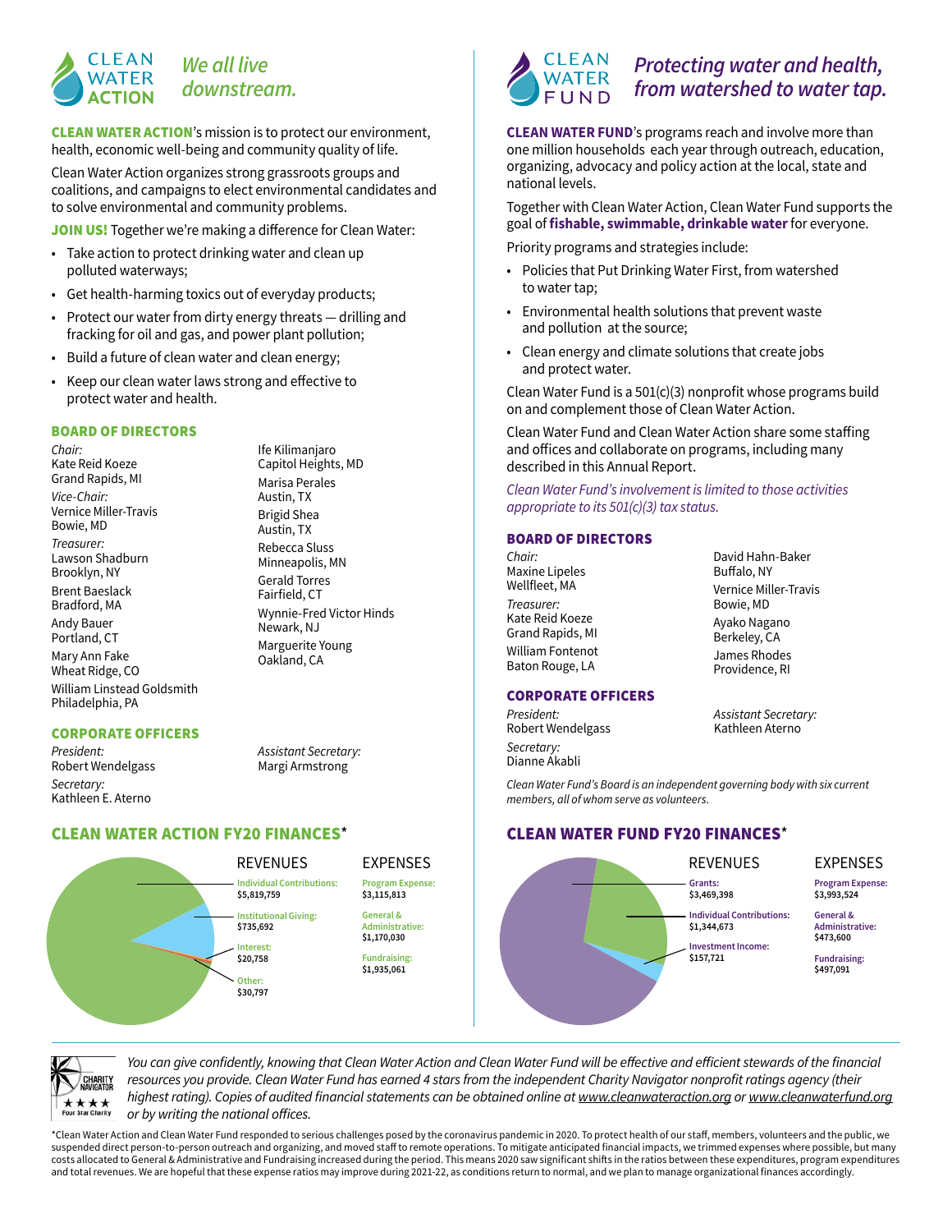# CLEAN WATER ACTION

*We all live downstream.*

**CLEAN WATER ACTION**'s mission is to protect our environment, health, economic well-being and community quality of life.

Clean Water Action organizes strong grassroots groups and coalitions, and campaigns to elect environmental candidates and to solve environmental and community problems.

**JOIN US!** Together we're making a difference for Clean Water:

- Take action to protect drinking water and clean up polluted waterways;
- Get health-harming toxics out of everyday products;
- Protect our water from dirty energy threats — drilling and fracking for oil and gas, and power plant pollution;
- Build a future of clean water and clean energy;
- Keep our clean water laws strong and effective to protect water and health.

## BOARD OF DIRECTORS

*Chair:*
Kate Reid Koeze
Grand Rapids, MI

*Vice-Chair:*
Vernice Miller-Travis
Bowie, MD

*Treasurer:*
Lawson Shadburn
Brooklyn, NY

Brent Baeslack
Bradford, MA

Andy Bauer
Portland, CT

Mary Ann Fake
Wheat Ridge, CO

William Linstead Goldsmith
Philadelphia, PA

Ife Kilimanjaro
Capitol Heights, MD

Marisa Perales
Austin, TX

Brigid Shea
Austin, TX

Rebecca Sluss
Minneapolis, MN

Gerald Torres
Fairfield, CT

Wynnie-Fred Victor Hinds
Newark, NJ

Marguerite Young
Oakland, CA

## CORPORATE OFFICERS

*President:*
Robert Wendelgass

*Secretary:*
Kathleen E. Aterno

*Assistant Secretary:*
Margi Armstrong

## CLEAN WATER ACTION FY20 FINANCES*

REVENUES

Individual Contributions: $5,819,759
Institutional Giving: $735,692
Interest: $20,758
Other: $30,797

EXPENSES

Program Expense: $3,115,813
General & Administrative: $1,170,030
Fundraising: $1,935,061

# CLEAN WATER FUND

*Protecting water and health, from watershed to water tap.*

**CLEAN WATER FUND**'s programs reach and involve more than one million households each year through outreach, education, organizing, advocacy and policy action at the local, state and national levels.

Together with Clean Water Action, Clean Water Fund supports the goal of **fishable, swimmable, drinkable water** for everyone.

Priority programs and strategies include:

- Policies that Put Drinking Water First, from watershed to water tap;
- Environmental health solutions that prevent waste and pollution at the source;
- Clean energy and climate solutions that create jobs and protect water.

Clean Water Fund is a 501(c)(3) nonprofit whose programs build on and complement those of Clean Water Action.

Clean Water Fund and Clean Water Action share some staffing and offices and collaborate on programs, including many described in this Annual Report.

*Clean Water Fund's involvement is limited to those activities appropriate to its 501(c)(3) tax status.*

## BOARD OF DIRECTORS

*Chair:*
Maxine Lipeles
Wellfleet, MA

*Treasurer:*
Kate Reid Koeze
Grand Rapids, MI

William Fontenot
Baton Rouge, LA

David Hahn-Baker
Buffalo, NY

Vernice Miller-Travis
Bowie, MD

Ayako Nagano
Berkeley, CA

James Rhodes
Providence, RI

## CORPORATE OFFICERS

*President:*
Robert Wendelgass

*Secretary:*
Dianne Akabli

*Assistant Secretary:*
Kathleen Aterno

*Clean Water Fund's Board is an independent governing body with six current members, all of whom serve as volunteers.*

## CLEAN WATER FUND FY20 FINANCES*

REVENUES

Grants: $3,469,398
Individual Contributions: $1,344,673
Investment Income: $157,721

EXPENSES

Program Expense: $3,993,524
General & Administrative: $473,600
Fundraising: $497,091

CHARITY NAVIGATOR ★★★★ Four Star Charity

*You can give confidently, knowing that Clean Water Action and Clean Water Fund will be effective and efficient stewards of the financial resources you provide. Clean Water Fund has earned 4 stars from the independent Charity Navigator nonprofit ratings agency (their highest rating). Copies of audited financial statements can be obtained online at www.cleanwateraction.org or www.cleanwaterfund.org or by writing the national offices.*

*Clean Water Action and Clean Water Fund responded to serious challenges posed by the coronavirus pandemic in 2020. To protect health of our staff, members, volunteers and the public, we suspended direct person-to-person outreach and organizing, and moved staff to remote operations. To mitigate anticipated financial impacts, we trimmed expenses where possible, but many costs allocated to General & Administrative and Fundraising increased during the period. This means 2020 saw significant shifts in the ratios between these expenditures, program expenditures and total revenues. We are hopeful that these expense ratios may improve during 2021-22, as conditions return to normal, and we plan to manage organizational finances accordingly.